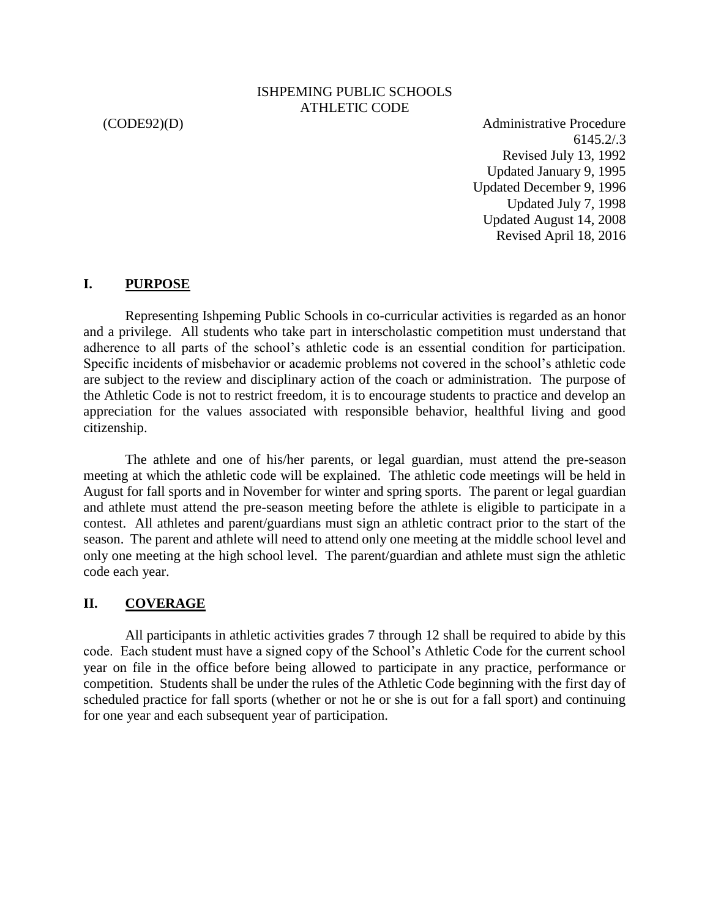# ISHPEMING PUBLIC SCHOOLS
# ATHLETIC CODE

(CODE92)(D)

Administrative Procedure
6145.2/.3
Revised July 13, 1992
Updated January 9, 1995
Updated December 9, 1996
Updated July 7, 1998
Updated August 14, 2008
Revised April 18, 2016

## I. PURPOSE

Representing Ishpeming Public Schools in co-curricular activities is regarded as an honor and a privilege. All students who take part in interscholastic competition must understand that adherence to all parts of the school's athletic code is an essential condition for participation. Specific incidents of misbehavior or academic problems not covered in the school's athletic code are subject to the review and disciplinary action of the coach or administration. The purpose of the Athletic Code is not to restrict freedom, it is to encourage students to practice and develop an appreciation for the values associated with responsible behavior, healthful living and good citizenship.

The athlete and one of his/her parents, or legal guardian, must attend the pre-season meeting at which the athletic code will be explained. The athletic code meetings will be held in August for fall sports and in November for winter and spring sports. The parent or legal guardian and athlete must attend the pre-season meeting before the athlete is eligible to participate in a contest. All athletes and parent/guardians must sign an athletic contract prior to the start of the season. The parent and athlete will need to attend only one meeting at the middle school level and only one meeting at the high school level. The parent/guardian and athlete must sign the athletic code each year.

## II. COVERAGE

All participants in athletic activities grades 7 through 12 shall be required to abide by this code. Each student must have a signed copy of the School's Athletic Code for the current school year on file in the office before being allowed to participate in any practice, performance or competition. Students shall be under the rules of the Athletic Code beginning with the first day of scheduled practice for fall sports (whether or not he or she is out for a fall sport) and continuing for one year and each subsequent year of participation.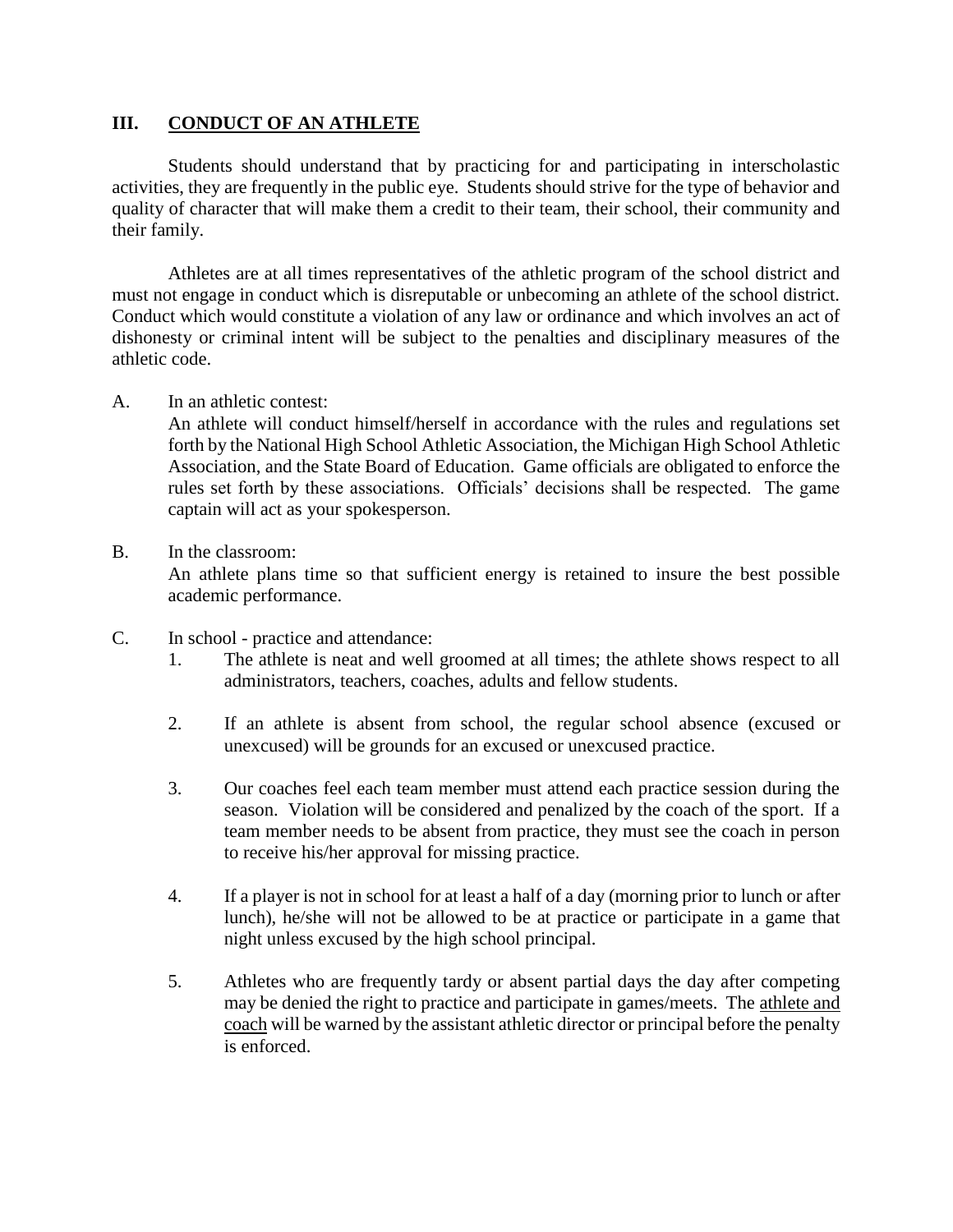## III. CONDUCT OF AN ATHLETE

Students should understand that by practicing for and participating in interscholastic activities, they are frequently in the public eye. Students should strive for the type of behavior and quality of character that will make them a credit to their team, their school, their community and their family.

Athletes are at all times representatives of the athletic program of the school district and must not engage in conduct which is disreputable or unbecoming an athlete of the school district. Conduct which would constitute a violation of any law or ordinance and which involves an act of dishonesty or criminal intent will be subject to the penalties and disciplinary measures of the athletic code.

A. In an athletic contest:
   An athlete will conduct himself/herself in accordance with the rules and regulations set forth by the National High School Athletic Association, the Michigan High School Athletic Association, and the State Board of Education. Game officials are obligated to enforce the rules set forth by these associations. Officials' decisions shall be respected. The game captain will act as your spokesperson.

B. In the classroom:
   An athlete plans time so that sufficient energy is retained to insure the best possible academic performance.

C. In school - practice and attendance:
   1. The athlete is neat and well groomed at all times; the athlete shows respect to all administrators, teachers, coaches, adults and fellow students.

   2. If an athlete is absent from school, the regular school absence (excused or unexcused) will be grounds for an excused or unexcused practice.

   3. Our coaches feel each team member must attend each practice session during the season. Violation will be considered and penalized by the coach of the sport. If a team member needs to be absent from practice, they must see the coach in person to receive his/her approval for missing practice.

   4. If a player is not in school for at least a half of a day (morning prior to lunch or after lunch), he/she will not be allowed to be at practice or participate in a game that night unless excused by the high school principal.

   5. Athletes who are frequently tardy or absent partial days the day after competing may be denied the right to practice and participate in games/meets. The athlete and coach will be warned by the assistant athletic director or principal before the penalty is enforced.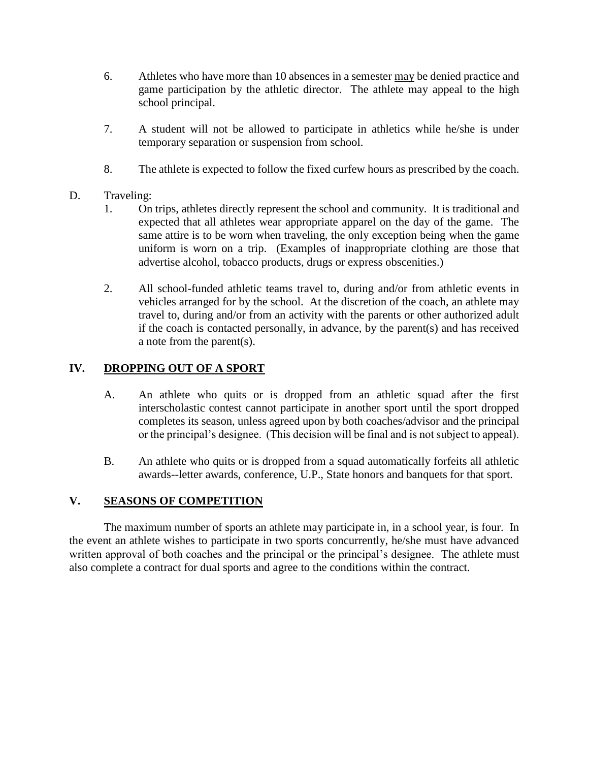6. Athletes who have more than 10 absences in a semester <u>may</u> be denied practice and game participation by the athletic director. The athlete may appeal to the high school principal.

7. A student will not be allowed to participate in athletics while he/she is under temporary separation or suspension from school.

8. The athlete is expected to follow the fixed curfew hours as prescribed by the coach.

D. Traveling:

1. On trips, athletes directly represent the school and community. It is traditional and expected that all athletes wear appropriate apparel on the day of the game. The same attire is to be worn when traveling, the only exception being when the game uniform is worn on a trip. (Examples of inappropriate clothing are those that advertise alcohol, tobacco products, drugs or express obscenities.)

2. All school-funded athletic teams travel to, during and/or from athletic events in vehicles arranged for by the school. At the discretion of the coach, an athlete may travel to, during and/or from an activity with the parents or other authorized adult if the coach is contacted personally, in advance, by the parent(s) and has received a note from the parent(s).

## IV. <u>DROPPING OUT OF A SPORT</u>

A. An athlete who quits or is dropped from an athletic squad after the first interscholastic contest cannot participate in another sport until the sport dropped completes its season, unless agreed upon by both coaches/advisor and the principal or the principal's designee. (This decision will be final and is not subject to appeal).

B. An athlete who quits or is dropped from a squad automatically forfeits all athletic awards--letter awards, conference, U.P., State honors and banquets for that sport.

## V. <u>SEASONS OF COMPETITION</u>

The maximum number of sports an athlete may participate in, in a school year, is four. In the event an athlete wishes to participate in two sports concurrently, he/she must have advanced written approval of both coaches and the principal or the principal's designee. The athlete must also complete a contract for dual sports and agree to the conditions within the contract.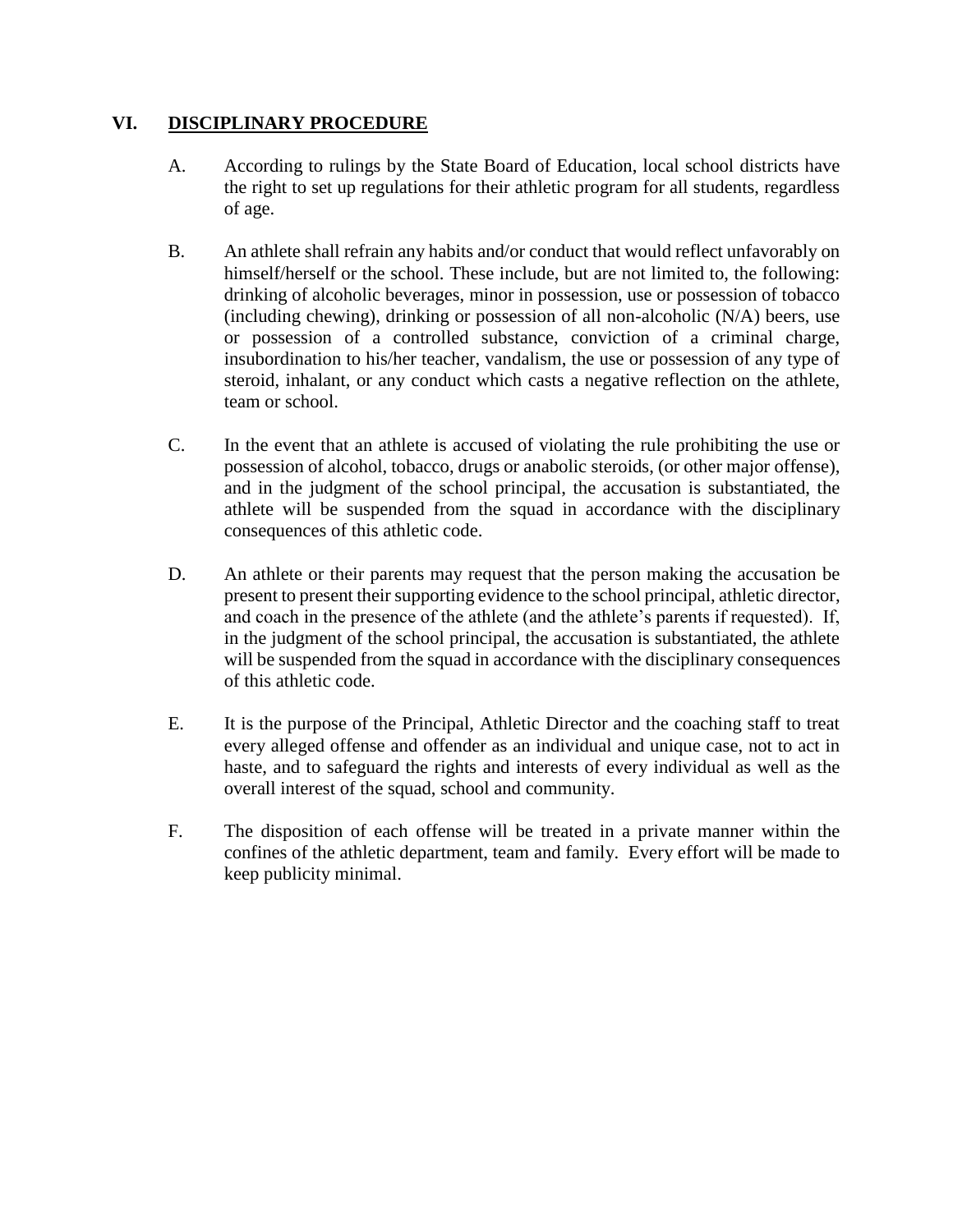## VI. DISCIPLINARY PROCEDURE

A. According to rulings by the State Board of Education, local school districts have the right to set up regulations for their athletic program for all students, regardless of age.

B. An athlete shall refrain any habits and/or conduct that would reflect unfavorably on himself/herself or the school. These include, but are not limited to, the following: drinking of alcoholic beverages, minor in possession, use or possession of tobacco (including chewing), drinking or possession of all non-alcoholic (N/A) beers, use or possession of a controlled substance, conviction of a criminal charge, insubordination to his/her teacher, vandalism, the use or possession of any type of steroid, inhalant, or any conduct which casts a negative reflection on the athlete, team or school.

C. In the event that an athlete is accused of violating the rule prohibiting the use or possession of alcohol, tobacco, drugs or anabolic steroids, (or other major offense), and in the judgment of the school principal, the accusation is substantiated, the athlete will be suspended from the squad in accordance with the disciplinary consequences of this athletic code.

D. An athlete or their parents may request that the person making the accusation be present to present their supporting evidence to the school principal, athletic director, and coach in the presence of the athlete (and the athlete's parents if requested). If, in the judgment of the school principal, the accusation is substantiated, the athlete will be suspended from the squad in accordance with the disciplinary consequences of this athletic code.

E. It is the purpose of the Principal, Athletic Director and the coaching staff to treat every alleged offense and offender as an individual and unique case, not to act in haste, and to safeguard the rights and interests of every individual as well as the overall interest of the squad, school and community.

F. The disposition of each offense will be treated in a private manner within the confines of the athletic department, team and family. Every effort will be made to keep publicity minimal.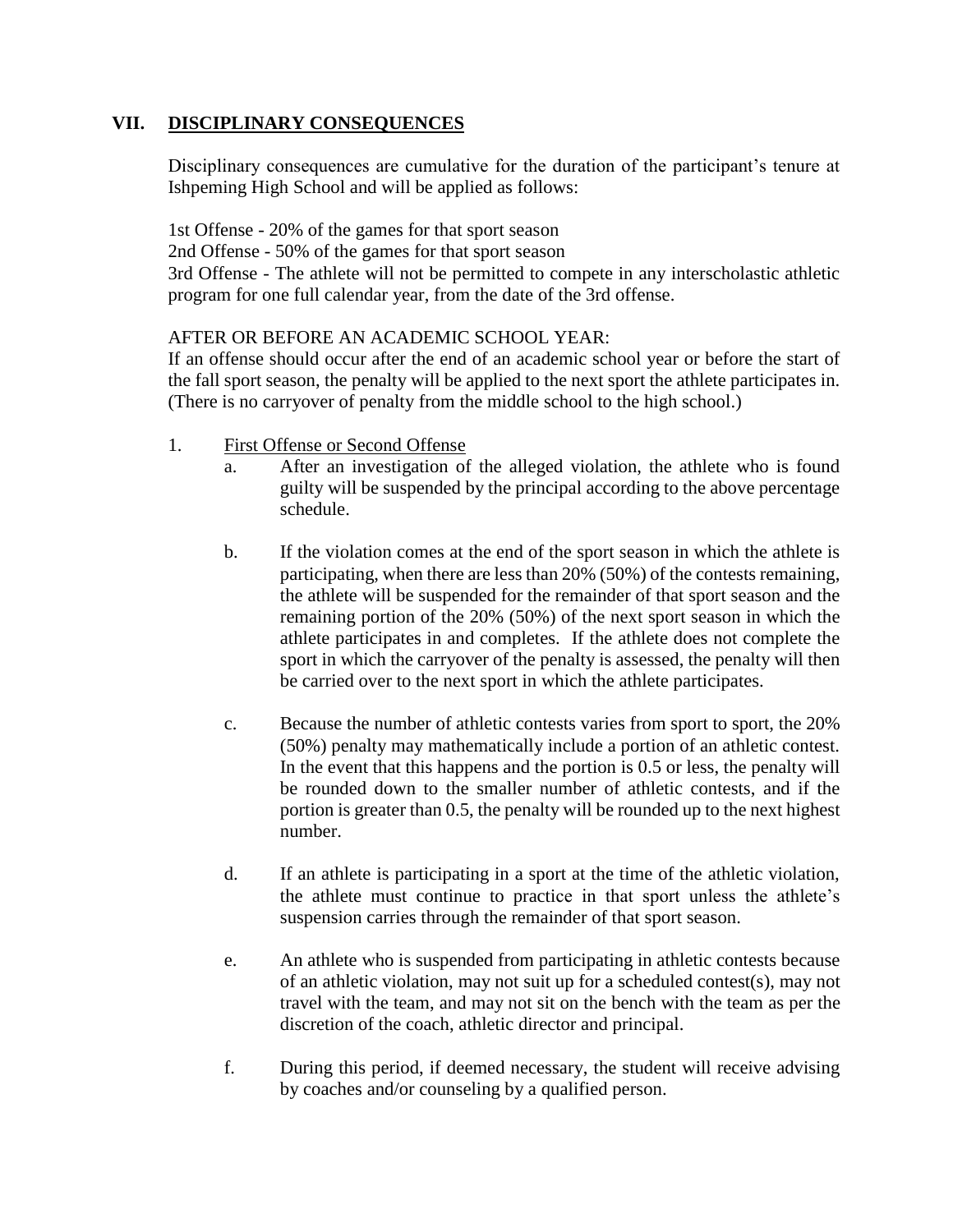## VII. DISCIPLINARY CONSEQUENCES

Disciplinary consequences are cumulative for the duration of the participant's tenure at Ishpeming High School and will be applied as follows:

1st Offense - 20% of the games for that sport season
2nd Offense - 50% of the games for that sport season
3rd Offense - The athlete will not be permitted to compete in any interscholastic athletic program for one full calendar year, from the date of the 3rd offense.

AFTER OR BEFORE AN ACADEMIC SCHOOL YEAR:
If an offense should occur after the end of an academic school year or before the start of the fall sport season, the penalty will be applied to the next sport the athlete participates in. (There is no carryover of penalty from the middle school to the high school.)

1. First Offense or Second Offense
   a. After an investigation of the alleged violation, the athlete who is found guilty will be suspended by the principal according to the above percentage schedule.

   b. If the violation comes at the end of the sport season in which the athlete is participating, when there are less than 20% (50%) of the contests remaining, the athlete will be suspended for the remainder of that sport season and the remaining portion of the 20% (50%) of the next sport season in which the athlete participates in and completes. If the athlete does not complete the sport in which the carryover of the penalty is assessed, the penalty will then be carried over to the next sport in which the athlete participates.

   c. Because the number of athletic contests varies from sport to sport, the 20% (50%) penalty may mathematically include a portion of an athletic contest. In the event that this happens and the portion is 0.5 or less, the penalty will be rounded down to the smaller number of athletic contests, and if the portion is greater than 0.5, the penalty will be rounded up to the next highest number.

   d. If an athlete is participating in a sport at the time of the athletic violation, the athlete must continue to practice in that sport unless the athlete's suspension carries through the remainder of that sport season.

   e. An athlete who is suspended from participating in athletic contests because of an athletic violation, may not suit up for a scheduled contest(s), may not travel with the team, and may not sit on the bench with the team as per the discretion of the coach, athletic director and principal.

   f. During this period, if deemed necessary, the student will receive advising by coaches and/or counseling by a qualified person.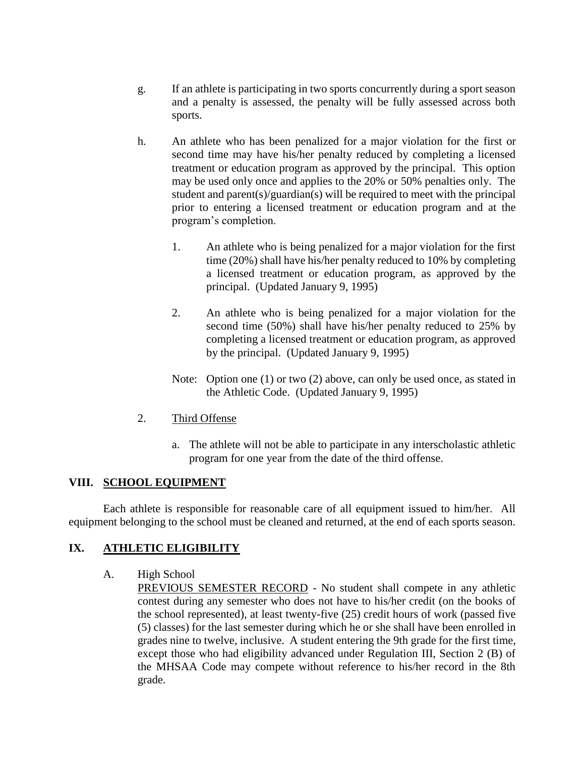g. If an athlete is participating in two sports concurrently during a sport season and a penalty is assessed, the penalty will be fully assessed across both sports.

h. An athlete who has been penalized for a major violation for the first or second time may have his/her penalty reduced by completing a licensed treatment or education program as approved by the principal. This option may be used only once and applies to the 20% or 50% penalties only. The student and parent(s)/guardian(s) will be required to meet with the principal prior to entering a licensed treatment or education program and at the program's completion.

   1. An athlete who is being penalized for a major violation for the first time (20%) shall have his/her penalty reduced to 10% by completing a licensed treatment or education program, as approved by the principal. (Updated January 9, 1995)

   2. An athlete who is being penalized for a major violation for the second time (50%) shall have his/her penalty reduced to 25% by completing a licensed treatment or education program, as approved by the principal. (Updated January 9, 1995)

   Note: Option one (1) or two (2) above, can only be used once, as stated in the Athletic Code. (Updated January 9, 1995)

2. <u>Third Offense</u>

   a. The athlete will not be able to participate in any interscholastic athletic program for one year from the date of the third offense.

## VIII. SCHOOL EQUIPMENT

Each athlete is responsible for reasonable care of all equipment issued to him/her. All equipment belonging to the school must be cleaned and returned, at the end of each sports season.

## IX. ATHLETIC ELIGIBILITY

A. High School

<u>PREVIOUS SEMESTER RECORD</u> - No student shall compete in any athletic contest during any semester who does not have to his/her credit (on the books of the school represented), at least twenty-five (25) credit hours of work (passed five (5) classes) for the last semester during which he or she shall have been enrolled in grades nine to twelve, inclusive. A student entering the 9th grade for the first time, except those who had eligibility advanced under Regulation III, Section 2 (B) of the MHSAA Code may compete without reference to his/her record in the 8th grade.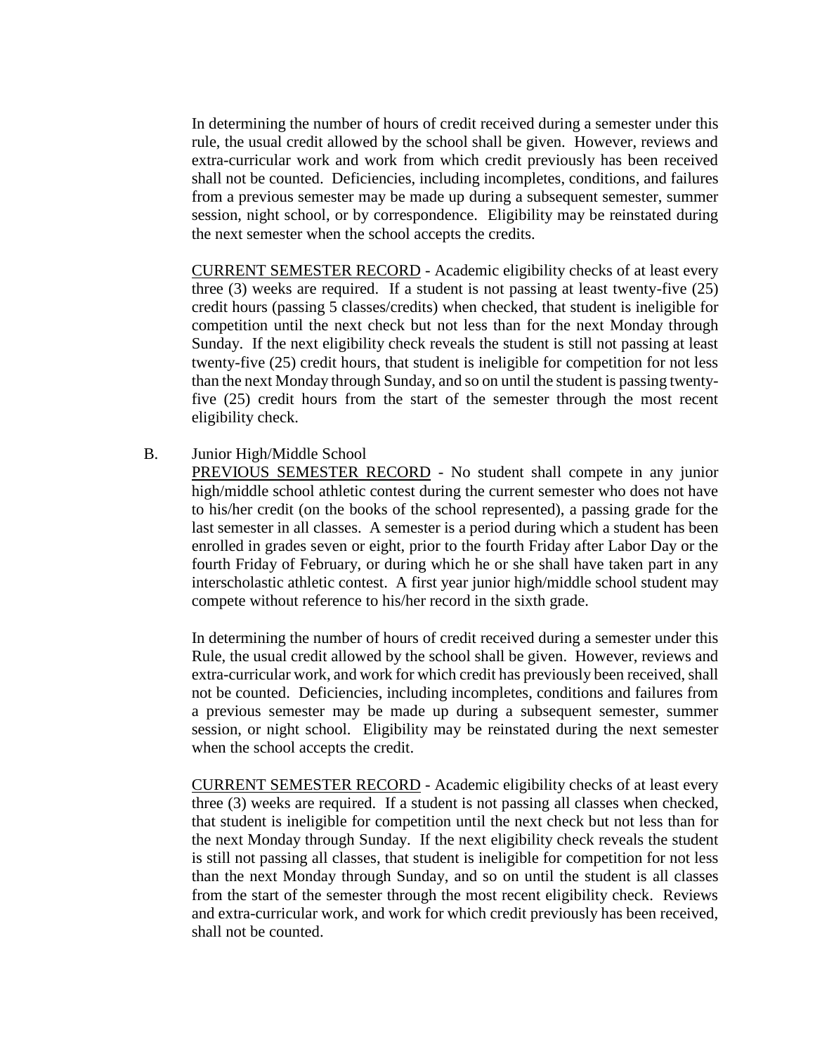In determining the number of hours of credit received during a semester under this rule, the usual credit allowed by the school shall be given. However, reviews and extra-curricular work and work from which credit previously has been received shall not be counted. Deficiencies, including incompletes, conditions, and failures from a previous semester may be made up during a subsequent semester, summer session, night school, or by correspondence. Eligibility may be reinstated during the next semester when the school accepts the credits.

<u>CURRENT SEMESTER RECORD</u> - Academic eligibility checks of at least every three (3) weeks are required. If a student is not passing at least twenty-five (25) credit hours (passing 5 classes/credits) when checked, that student is ineligible for competition until the next check but not less than for the next Monday through Sunday. If the next eligibility check reveals the student is still not passing at least twenty-five (25) credit hours, that student is ineligible for competition for not less than the next Monday through Sunday, and so on until the student is passing twenty-five (25) credit hours from the start of the semester through the most recent eligibility check.

B. Junior High/Middle School

<u>PREVIOUS SEMESTER RECORD</u> - No student shall compete in any junior high/middle school athletic contest during the current semester who does not have to his/her credit (on the books of the school represented), a passing grade for the last semester in all classes. A semester is a period during which a student has been enrolled in grades seven or eight, prior to the fourth Friday after Labor Day or the fourth Friday of February, or during which he or she shall have taken part in any interscholastic athletic contest. A first year junior high/middle school student may compete without reference to his/her record in the sixth grade.

In determining the number of hours of credit received during a semester under this Rule, the usual credit allowed by the school shall be given. However, reviews and extra-curricular work, and work for which credit has previously been received, shall not be counted. Deficiencies, including incompletes, conditions and failures from a previous semester may be made up during a subsequent semester, summer session, or night school. Eligibility may be reinstated during the next semester when the school accepts the credit.

<u>CURRENT SEMESTER RECORD</u> - Academic eligibility checks of at least every three (3) weeks are required. If a student is not passing all classes when checked, that student is ineligible for competition until the next check but not less than for the next Monday through Sunday. If the next eligibility check reveals the student is still not passing all classes, that student is ineligible for competition for not less than the next Monday through Sunday, and so on until the student is all classes from the start of the semester through the most recent eligibility check. Reviews and extra-curricular work, and work for which credit previously has been received, shall not be counted.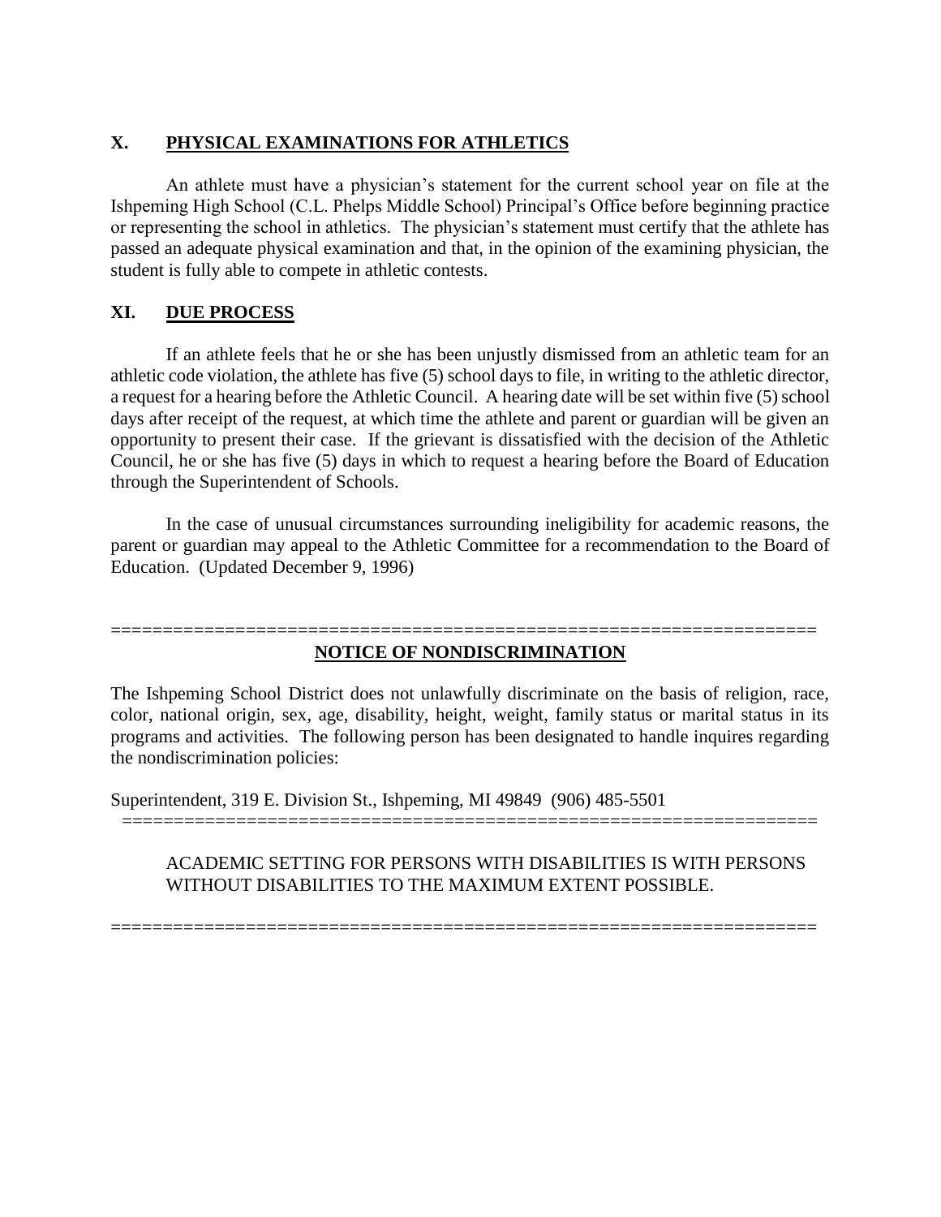## X. PHYSICAL EXAMINATIONS FOR ATHLETICS

An athlete must have a physician's statement for the current school year on file at the Ishpeming High School (C.L. Phelps Middle School) Principal's Office before beginning practice or representing the school in athletics. The physician's statement must certify that the athlete has passed an adequate physical examination and that, in the opinion of the examining physician, the student is fully able to compete in athletic contests.

## XI. DUE PROCESS

If an athlete feels that he or she has been unjustly dismissed from an athletic team for an athletic code violation, the athlete has five (5) school days to file, in writing to the athletic director, a request for a hearing before the Athletic Council. A hearing date will be set within five (5) school days after receipt of the request, at which time the athlete and parent or guardian will be given an opportunity to present their case. If the grievant is dissatisfied with the decision of the Athletic Council, he or she has five (5) days in which to request a hearing before the Board of Education through the Superintendent of Schools.

In the case of unusual circumstances surrounding ineligibility for academic reasons, the parent or guardian may appeal to the Athletic Committee for a recommendation to the Board of Education. (Updated December 9, 1996)

==================================================================

**NOTICE OF NONDISCRIMINATION**

The Ishpeming School District does not unlawfully discriminate on the basis of religion, race, color, national origin, sex, age, disability, height, weight, family status or marital status in its programs and activities. The following person has been designated to handle inquires regarding the nondiscrimination policies:

Superintendent, 319 E. Division St., Ishpeming, MI 49849 (906) 485-5501

==================================================================

ACADEMIC SETTING FOR PERSONS WITH DISABILITIES IS WITH PERSONS WITHOUT DISABILITIES TO THE MAXIMUM EXTENT POSSIBLE.

==================================================================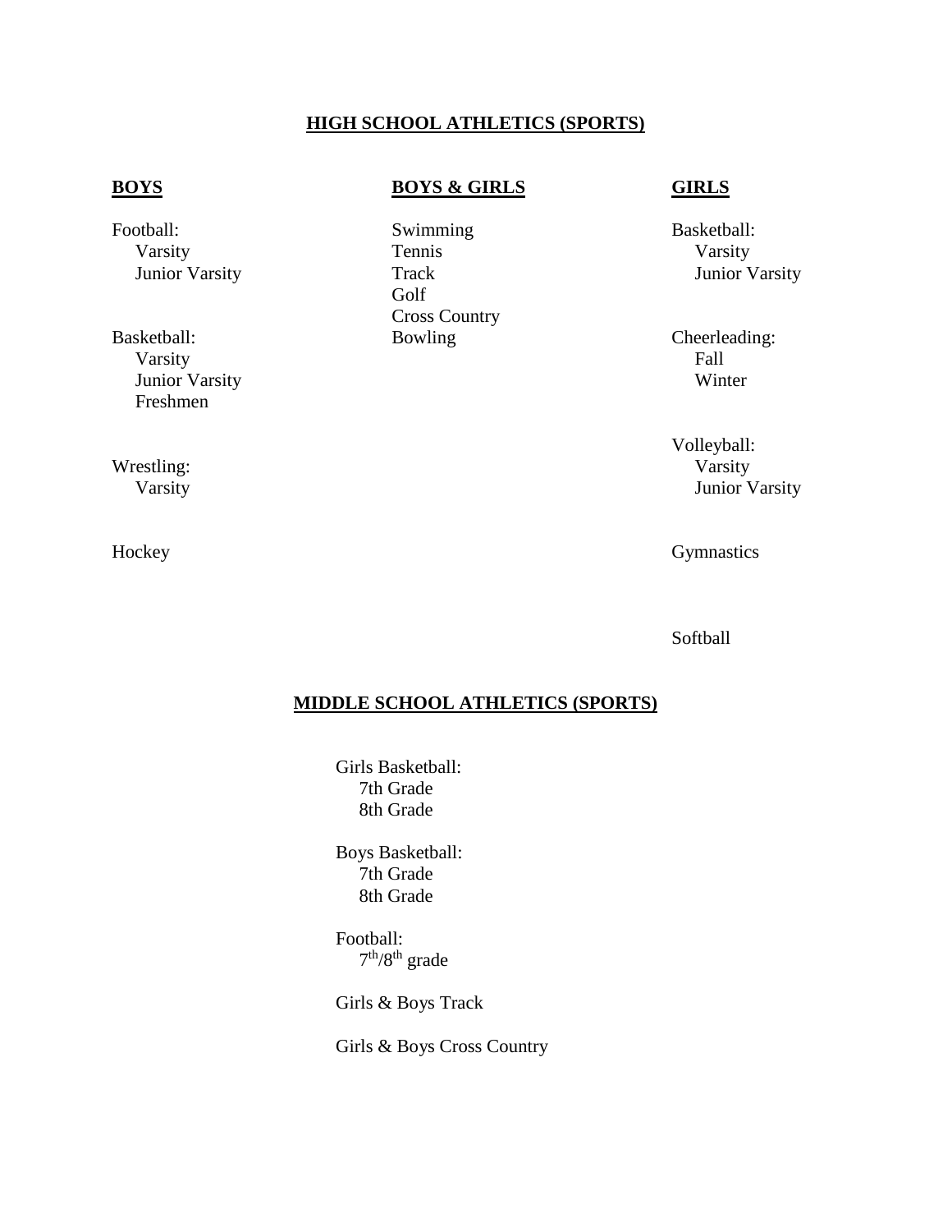## HIGH SCHOOL ATHLETICS (SPORTS)

### BOYS

Football:
- Varsity
- Junior Varsity

Basketball:
- Varsity
- Junior Varsity
- Freshmen

Wrestling:
- Varsity

Hockey

### BOYS & GIRLS

Swimming
Tennis
Track
Golf
Cross Country
Bowling

### GIRLS

Basketball:
- Varsity
- Junior Varsity

Cheerleading:
- Fall
- Winter

Volleyball:
- Varsity
- Junior Varsity

Gymnastics

Softball

## MIDDLE SCHOOL ATHLETICS (SPORTS)

Girls Basketball:
- 7th Grade
- 8th Grade

Boys Basketball:
- 7th Grade
- 8th Grade

Football:
- 7th/8th grade

Girls & Boys Track

Girls & Boys Cross Country